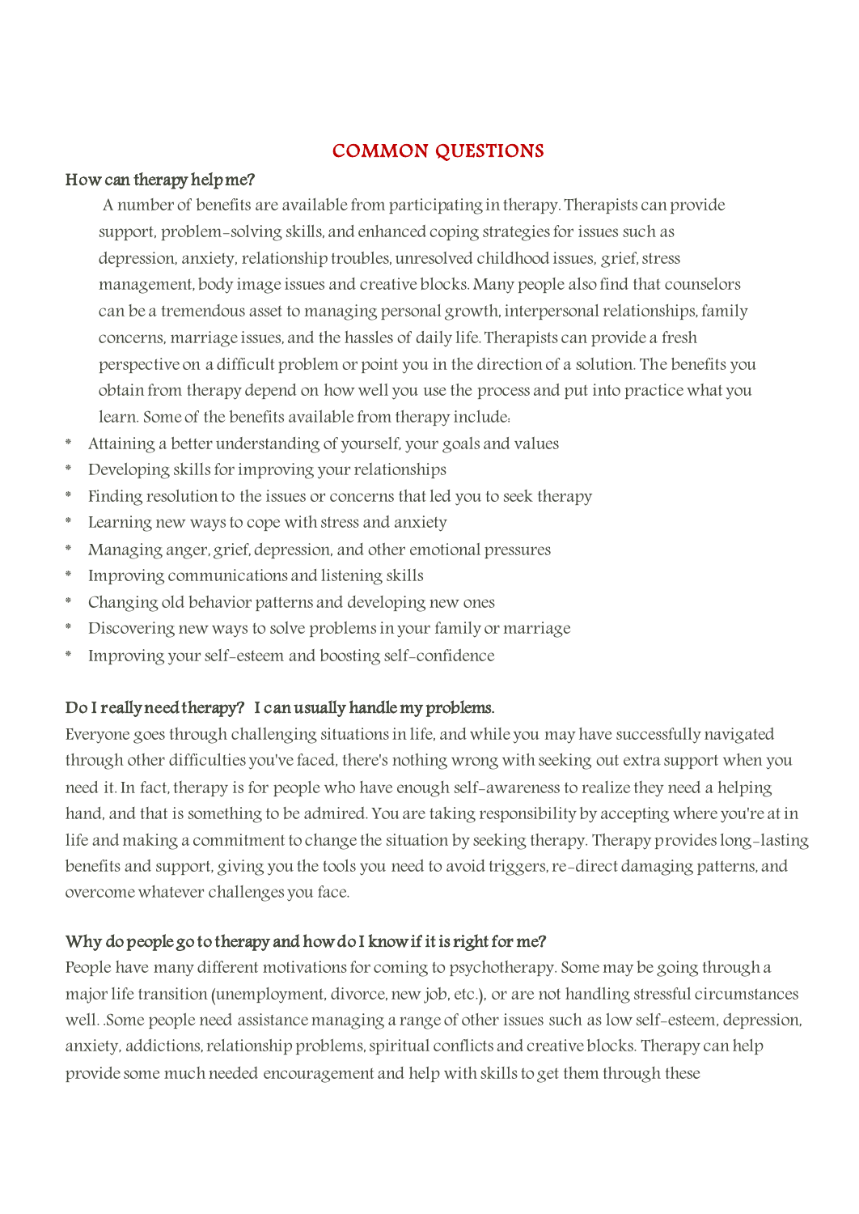# COMMON QUESTIONS

## How can therapy help me?

A number of benefits are available from participating in therapy. Therapists can provide support, problem-solving skills, and enhanced coping strategies for issues such as depression, anxiety, relationship troubles, unresolved childhood issues, grief, stress management, body image issues and creative blocks. Many people also find that counselors can be a tremendous asset to managing personal growth, interpersonal relationships, family concerns, marriage issues, and the hassles of daily life. Therapists can provide a fresh perspective on a difficult problem or point you in the direction of a solution. The benefits you obtain from therapy depend on how well you use the process and put into practice what you learn. Some of the benefits available from therapy include:

* Attaining a better understanding of yourself, your goals and values
* Developing skills for improving your relationships
* Finding resolution to the issues or concerns that led you to seek therapy
* Learning new ways to cope with stress and anxiety
* Managing anger, grief, depression, and other emotional pressures
* Improving communications and listening skills
* Changing old behavior patterns and developing new ones
* Discovering new ways to solve problems in your family or marriage
* Improving your self-esteem and boosting self-confidence

## Do I really need therapy? I can usually handle my problems.

Everyone goes through challenging situations in life, and while you may have successfully navigated through other difficulties you've faced, there's nothing wrong with seeking out extra support when you need it. In fact, therapy is for people who have enough self-awareness to realize they need a helping hand, and that is something to be admired. You are taking responsibility by accepting where you're at in life and making a commitment to change the situation by seeking therapy. Therapy provides long-lasting benefits and support, giving you the tools you need to avoid triggers, re-direct damaging patterns, and overcome whatever challenges you face.

## Why do people go to therapy and how do I know if it is right for me?

People have many different motivations for coming to psychotherapy. Some may be going through a major life transition (unemployment, divorce, new job, etc.), or are not handling stressful circumstances well. .Some people need assistance managing a range of other issues such as low self-esteem, depression, anxiety, addictions, relationship problems, spiritual conflicts and creative blocks. Therapy can help provide some much needed encouragement and help with skills to get them through these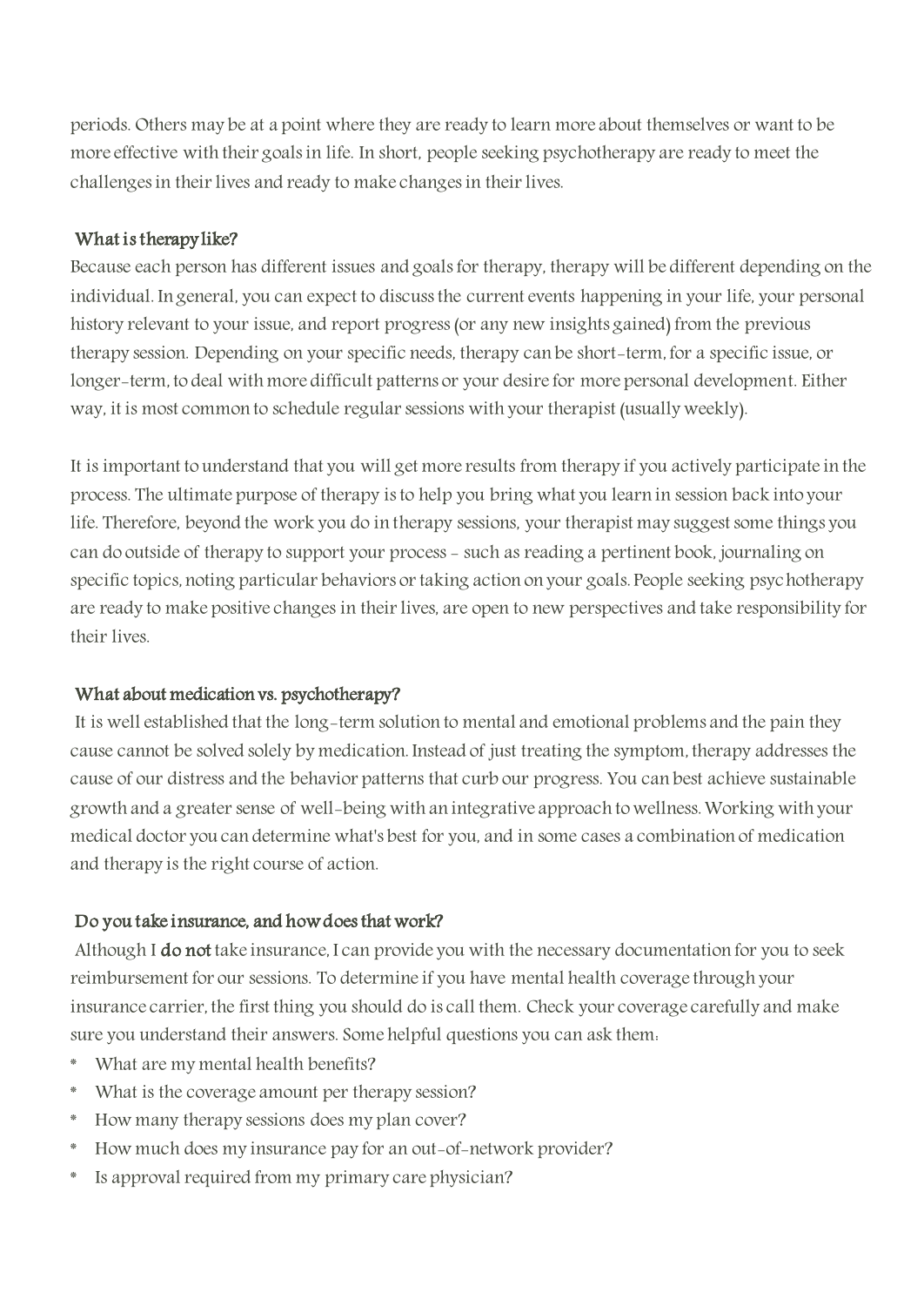periods. Others may be at a point where they are ready to learn more about themselves or want to be more effective with their goals in life. In short, people seeking psychotherapy are ready to meet the challenges in their lives and ready to make changes in their lives.

### What is therapy like?

Because each person has different issues and goals for therapy, therapy will be different depending on the individual. In general, you can expect to discuss the current events happening in your life, your personal history relevant to your issue, and report progress (or any new insights gained) from the previous therapy session. Depending on your specific needs, therapy can be short-term, for a specific issue, or longer-term, to deal with more difficult patterns or your desire for more personal development. Either way, it is most common to schedule regular sessions with your therapist (usually weekly).

It is important to understand that you will get more results from therapy if you actively participate in the process. The ultimate purpose of therapy is to help you bring what you learn in session back into your life. Therefore, beyond the work you do in therapy sessions, your therapist may suggest some things you can do outside of therapy to support your process - such as reading a pertinent book, journaling on specific topics, noting particular behaviors or taking action on your goals. People seeking psychotherapy are ready to make positive changes in their lives, are open to new perspectives and take responsibility for their lives.

### What about medication vs. psychotherapy?

It is well established that the long-term solution to mental and emotional problems and the pain they cause cannot be solved solely by medication. Instead of just treating the symptom, therapy addresses the cause of our distress and the behavior patterns that curb our progress. You can best achieve sustainable growth and a greater sense of well-being with an integrative approach to wellness. Working with your medical doctor you can determine what's best for you, and in some cases a combination of medication and therapy is the right course of action.

### Do you take insurance, and how does that work?

Although I **do not** take insurance, I can provide you with the necessary documentation for you to seek reimbursement for our sessions. To determine if you have mental health coverage through your insurance carrier, the first thing you should do is call them. Check your coverage carefully and make sure you understand their answers. Some helpful questions you can ask them:

* What are my mental health benefits?
* What is the coverage amount per therapy session?
* How many therapy sessions does my plan cover?
* How much does my insurance pay for an out-of-network provider?
* Is approval required from my primary care physician?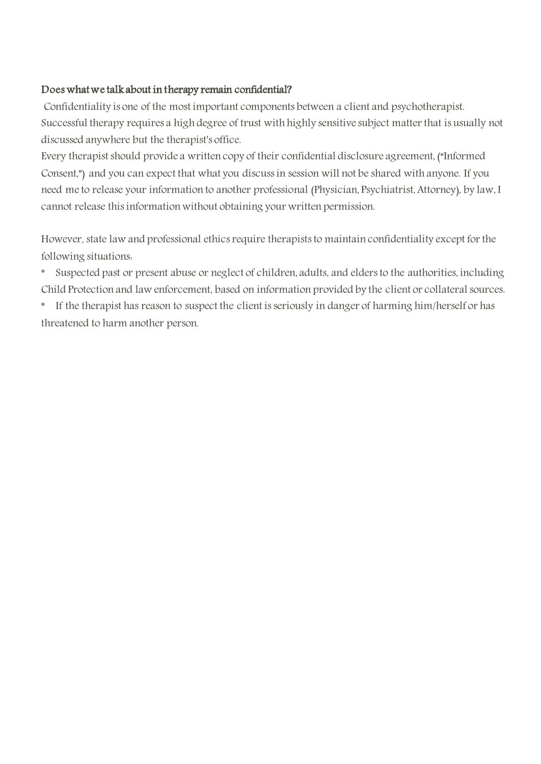**Does what we talk about in therapy remain confidential?**

Confidentiality is one of the most important components between a client and psychotherapist. Successful therapy requires a high degree of trust with highly sensitive subject matter that is usually not discussed anywhere but the therapist's office.

Every therapist should provide a written copy of their confidential disclosure agreement, ("Informed Consent,") and you can expect that what you discuss in session will not be shared with anyone. If you need me to release your information to another professional (Physician, Psychiatrist, Attorney), by law, I cannot release this information without obtaining your written permission.

However, state law and professional ethics require therapists to maintain confidentiality except for the following situations:

* Suspected past or present abuse or neglect of children, adults, and elders to the authorities, including Child Protection and law enforcement, based on information provided by the client or collateral sources.
* If the therapist has reason to suspect the client is seriously in danger of harming him/herself or has threatened to harm another person.